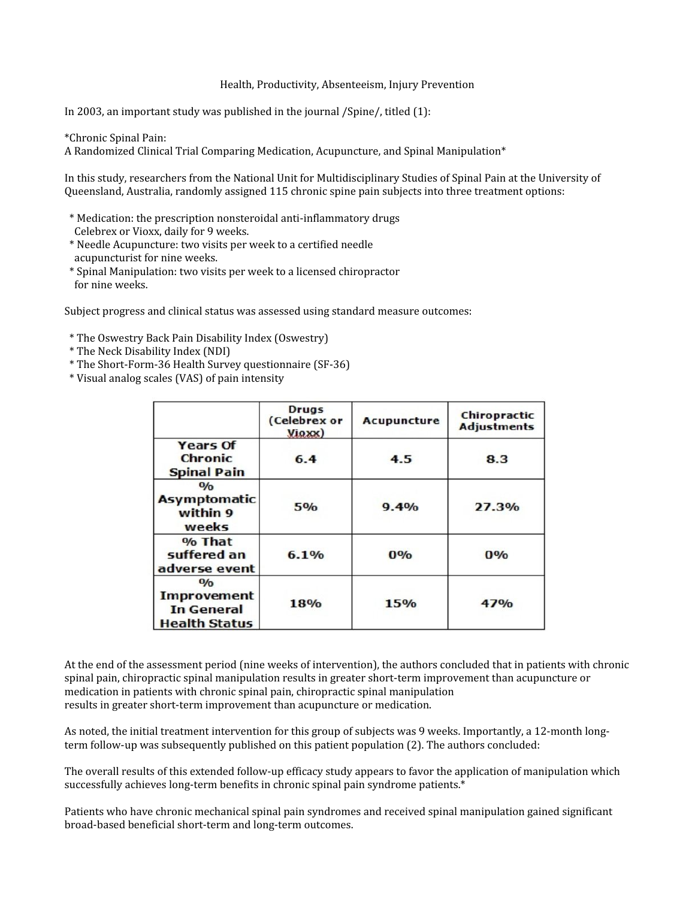Health, Productivity, Absenteeism, Injury Prevention

In 2003, an important study was published in the journal /Spine/, titled (1):

*Chronic Spinal Pain:
A Randomized Clinical Trial Comparing Medication, Acupuncture, and Spinal Manipulation*

In this study, researchers from the National Unit for Multidisciplinary Studies of Spinal Pain at the University of Queensland, Australia, randomly assigned 115 chronic spine pain subjects into three treatment options:

* Medication: the prescription nonsteroidal anti-inflammatory drugs Celebrex or Vioxx, daily for 9 weeks.
* Needle Acupuncture: two visits per week to a certified needle acupuncturist for nine weeks.
* Spinal Manipulation: two visits per week to a licensed chiropractor for nine weeks.

Subject progress and clinical status was assessed using standard measure outcomes:

* The Oswestry Back Pain Disability Index (Oswestry)
* The Neck Disability Index (NDI)
* The Short-Form-36 Health Survey questionnaire (SF-36)
* Visual analog scales (VAS) of pain intensity

| | Drugs (Celebrex or Vioxx) | Acupuncture | Chiropractic Adjustments |
|---|---|---|---|
| Years Of Chronic Spinal Pain | 6.4 | 4.5 | 8.3 |
| % Asymptomatic within 9 weeks | 5% | 9.4% | 27.3% |
| % That suffered an adverse event | 6.1% | 0% | 0% |
| % Improvement In General Health Status | 18% | 15% | 47% |

At the end of the assessment period (nine weeks of intervention), the authors concluded that in patients with chronic spinal pain, chiropractic spinal manipulation results in greater short-term improvement than acupuncture or medication in patients with chronic spinal pain, chiropractic spinal manipulation results in greater short-term improvement than acupuncture or medication.

As noted, the initial treatment intervention for this group of subjects was 9 weeks. Importantly, a 12-month long-term follow-up was subsequently published on this patient population (2). The authors concluded:

The overall results of this extended follow-up efficacy study appears to favor the application of manipulation which successfully achieves long-term benefits in chronic spinal pain syndrome patients.*

Patients who have chronic mechanical spinal pain syndromes and received spinal manipulation gained significant broad-based beneficial short-term and long-term outcomes.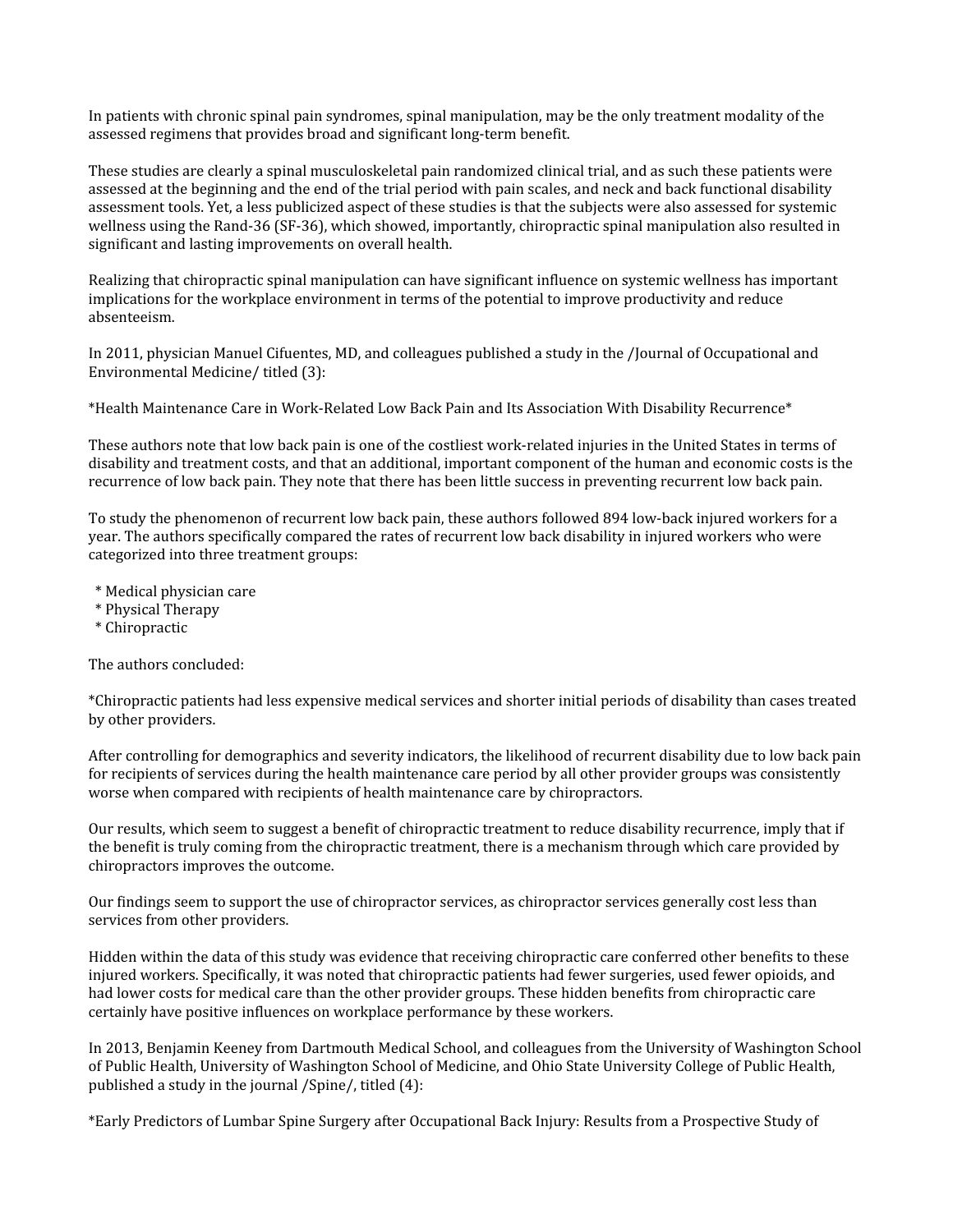In patients with chronic spinal pain syndromes, spinal manipulation, may be the only treatment modality of the assessed regimens that provides broad and significant long-term benefit.

These studies are clearly a spinal musculoskeletal pain randomized clinical trial, and as such these patients were assessed at the beginning and the end of the trial period with pain scales, and neck and back functional disability assessment tools. Yet, a less publicized aspect of these studies is that the subjects were also assessed for systemic wellness using the Rand-36 (SF-36), which showed, importantly, chiropractic spinal manipulation also resulted in significant and lasting improvements on overall health.

Realizing that chiropractic spinal manipulation can have significant influence on systemic wellness has important implications for the workplace environment in terms of the potential to improve productivity and reduce absenteeism.

In 2011, physician Manuel Cifuentes, MD, and colleagues published a study in the /Journal of Occupational and Environmental Medicine/ titled (3):

*Health Maintenance Care in Work-Related Low Back Pain and Its Association With Disability Recurrence*

These authors note that low back pain is one of the costliest work-related injuries in the United States in terms of disability and treatment costs, and that an additional, important component of the human and economic costs is the recurrence of low back pain. They note that there has been little success in preventing recurrent low back pain.

To study the phenomenon of recurrent low back pain, these authors followed 894 low-back injured workers for a year. The authors specifically compared the rates of recurrent low back disability in injured workers who were categorized into three treatment groups:

- Medical physician care
- Physical Therapy
- Chiropractic

The authors concluded:

*Chiropractic patients had less expensive medical services and shorter initial periods of disability than cases treated by other providers.

After controlling for demographics and severity indicators, the likelihood of recurrent disability due to low back pain for recipients of services during the health maintenance care period by all other provider groups was consistently worse when compared with recipients of health maintenance care by chiropractors.

Our results, which seem to suggest a benefit of chiropractic treatment to reduce disability recurrence, imply that if the benefit is truly coming from the chiropractic treatment, there is a mechanism through which care provided by chiropractors improves the outcome.

Our findings seem to support the use of chiropractor services, as chiropractor services generally cost less than services from other providers.

Hidden within the data of this study was evidence that receiving chiropractic care conferred other benefits to these injured workers. Specifically, it was noted that chiropractic patients had fewer surgeries, used fewer opioids, and had lower costs for medical care than the other provider groups. These hidden benefits from chiropractic care certainly have positive influences on workplace performance by these workers.

In 2013, Benjamin Keeney from Dartmouth Medical School, and colleagues from the University of Washington School of Public Health, University of Washington School of Medicine, and Ohio State University College of Public Health, published a study in the journal /Spine/, titled (4):

*Early Predictors of Lumbar Spine Surgery after Occupational Back Injury: Results from a Prospective Study of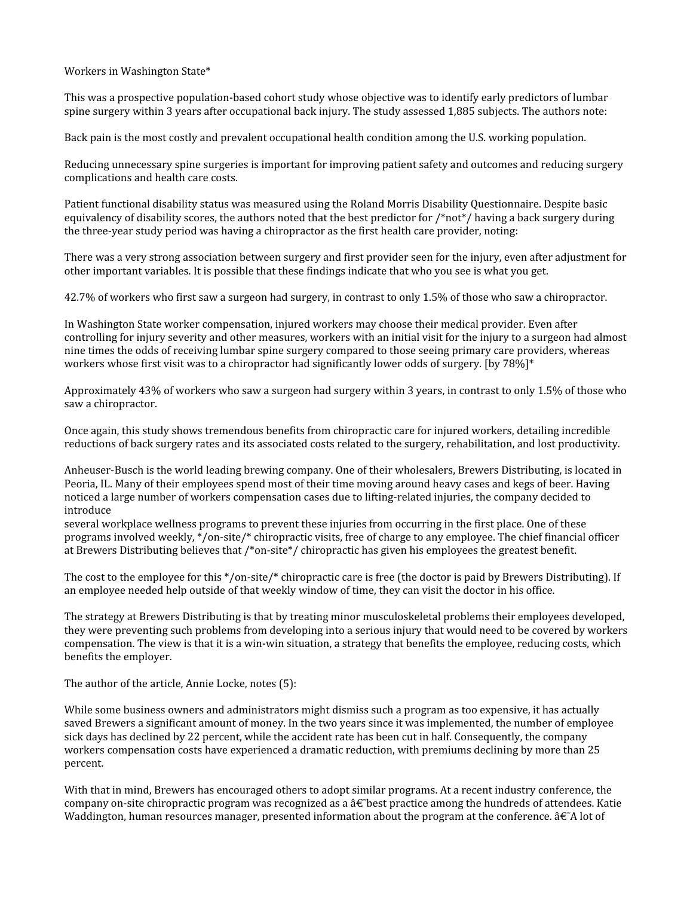Workers in Washington State*

This was a prospective population-based cohort study whose objective was to identify early predictors of lumbar spine surgery within 3 years after occupational back injury. The study assessed 1,885 subjects. The authors note:

Back pain is the most costly and prevalent occupational health condition among the U.S. working population.

Reducing unnecessary spine surgeries is important for improving patient safety and outcomes and reducing surgery complications and health care costs.

Patient functional disability status was measured using the Roland Morris Disability Questionnaire. Despite basic equivalency of disability scores, the authors noted that the best predictor for /*not*/ having a back surgery during the three-year study period was having a chiropractor as the first health care provider, noting:

There was a very strong association between surgery and first provider seen for the injury, even after adjustment for other important variables. It is possible that these findings indicate that who you see is what you get.

42.7% of workers who first saw a surgeon had surgery, in contrast to only 1.5% of those who saw a chiropractor.

In Washington State worker compensation, injured workers may choose their medical provider. Even after controlling for injury severity and other measures, workers with an initial visit for the injury to a surgeon had almost nine times the odds of receiving lumbar spine surgery compared to those seeing primary care providers, whereas workers whose first visit was to a chiropractor had significantly lower odds of surgery. [by 78%]*

Approximately 43% of workers who saw a surgeon had surgery within 3 years, in contrast to only 1.5% of those who saw a chiropractor.

Once again, this study shows tremendous benefits from chiropractic care for injured workers, detailing incredible reductions of back surgery rates and its associated costs related to the surgery, rehabilitation, and lost productivity.

Anheuser-Busch is the world leading brewing company. One of their wholesalers, Brewers Distributing, is located in Peoria, IL. Many of their employees spend most of their time moving around heavy cases and kegs of beer. Having noticed a large number of workers compensation cases due to lifting-related injuries, the company decided to introduce
several workplace wellness programs to prevent these injuries from occurring in the first place. One of these programs involved weekly, */on-site/* chiropractic visits, free of charge to any employee. The chief financial officer at Brewers Distributing believes that /*on-site*/ chiropractic has given his employees the greatest benefit.

The cost to the employee for this */on-site/* chiropractic care is free (the doctor is paid by Brewers Distributing). If an employee needed help outside of that weekly window of time, they can visit the doctor in his office.

The strategy at Brewers Distributing is that by treating minor musculoskeletal problems their employees developed, they were preventing such problems from developing into a serious injury that would need to be covered by workers compensation. The view is that it is a win-win situation, a strategy that benefits the employee, reducing costs, which benefits the employer.

The author of the article, Annie Locke, notes (5):

While some business owners and administrators might dismiss such a program as too expensive, it has actually saved Brewers a significant amount of money. In the two years since it was implemented, the number of employee sick days has declined by 22 percent, while the accident rate has been cut in half. Consequently, the company workers compensation costs have experienced a dramatic reduction, with premiums declining by more than 25 percent.

With that in mind, Brewers has encouraged others to adopt similar programs. At a recent industry conference, the company on-site chiropractic program was recognized as a â€˜best practice among the hundreds of attendees. Katie Waddington, human resources manager, presented information about the program at the conference. â€˜A lot of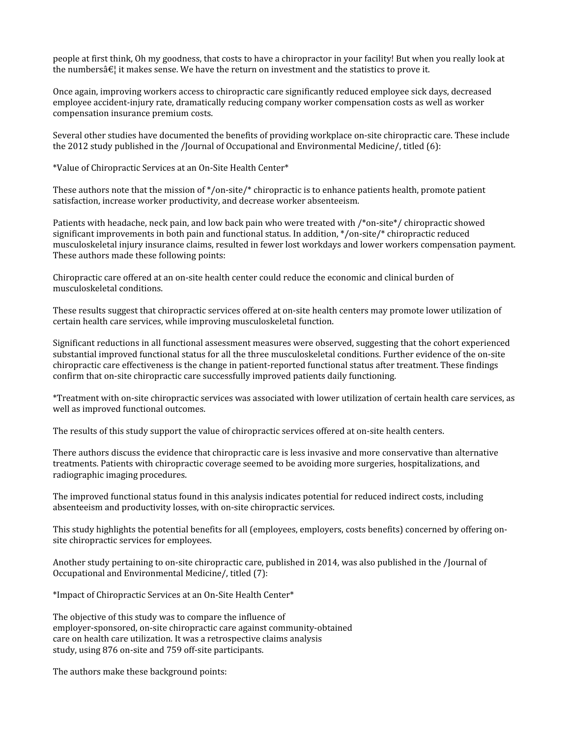people at first think, Oh my goodness, that costs to have a chiropractor in your facility! But when you really look at the numbersâ€¦ it makes sense. We have the return on investment and the statistics to prove it.

Once again, improving workers access to chiropractic care significantly reduced employee sick days, decreased employee accident-injury rate, dramatically reducing company worker compensation costs as well as worker compensation insurance premium costs.

Several other studies have documented the benefits of providing workplace on-site chiropractic care. These include the 2012 study published in the /Journal of Occupational and Environmental Medicine/, titled (6):

*Value of Chiropractic Services at an On-Site Health Center*

These authors note that the mission of */on-site/* chiropractic is to enhance patients health, promote patient satisfaction, increase worker productivity, and decrease worker absenteeism.

Patients with headache, neck pain, and low back pain who were treated with /*on-site*/ chiropractic showed significant improvements in both pain and functional status. In addition, */on-site/* chiropractic reduced musculoskeletal injury insurance claims, resulted in fewer lost workdays and lower workers compensation payment. These authors made these following points:

Chiropractic care offered at an on-site health center could reduce the economic and clinical burden of musculoskeletal conditions.

These results suggest that chiropractic services offered at on-site health centers may promote lower utilization of certain health care services, while improving musculoskeletal function.

Significant reductions in all functional assessment measures were observed, suggesting that the cohort experienced substantial improved functional status for all the three musculoskeletal conditions. Further evidence of the on-site chiropractic care effectiveness is the change in patient-reported functional status after treatment. These findings confirm that on-site chiropractic care successfully improved patients daily functioning.

*Treatment with on-site chiropractic services was associated with lower utilization of certain health care services, as well as improved functional outcomes.

The results of this study support the value of chiropractic services offered at on-site health centers.

There authors discuss the evidence that chiropractic care is less invasive and more conservative than alternative treatments. Patients with chiropractic coverage seemed to be avoiding more surgeries, hospitalizations, and radiographic imaging procedures.

The improved functional status found in this analysis indicates potential for reduced indirect costs, including absenteeism and productivity losses, with on-site chiropractic services.

This study highlights the potential benefits for all (employees, employers, costs benefits) concerned by offering on-site chiropractic services for employees.

Another study pertaining to on-site chiropractic care, published in 2014, was also published in the /Journal of Occupational and Environmental Medicine/, titled (7):

*Impact of Chiropractic Services at an On-Site Health Center*

The objective of this study was to compare the influence of employer-sponsored, on-site chiropractic care against community-obtained care on health care utilization. It was a retrospective claims analysis study, using 876 on-site and 759 off-site participants.

The authors make these background points: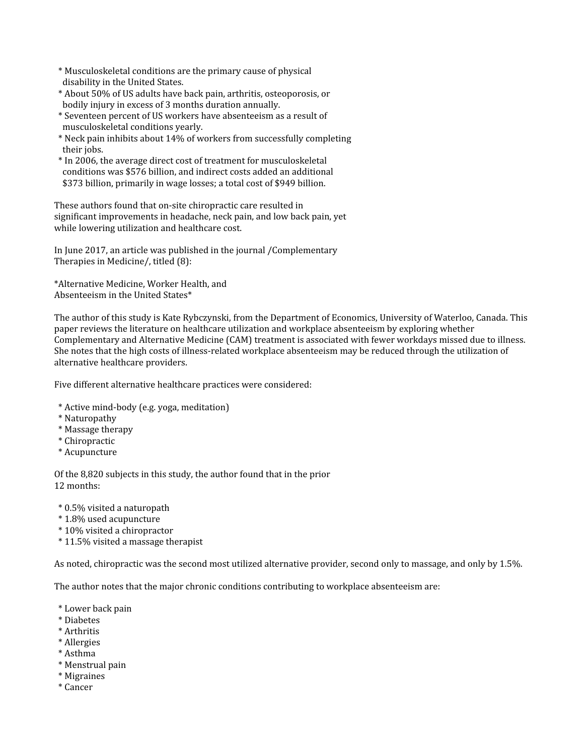* Musculoskeletal conditions are the primary cause of physical disability in the United States.
* About 50% of US adults have back pain, arthritis, osteoporosis, or bodily injury in excess of 3 months duration annually.
* Seventeen percent of US workers have absenteeism as a result of musculoskeletal conditions yearly.
* Neck pain inhibits about 14% of workers from successfully completing their jobs.
* In 2006, the average direct cost of treatment for musculoskeletal conditions was $576 billion, and indirect costs added an additional $373 billion, primarily in wage losses; a total cost of $949 billion.

These authors found that on-site chiropractic care resulted in significant improvements in headache, neck pain, and low back pain, yet while lowering utilization and healthcare cost.

In June 2017, an article was published in the journal /Complementary Therapies in Medicine/, titled (8):

*Alternative Medicine, Worker Health, and Absenteeism in the United States*

The author of this study is Kate Rybczynski, from the Department of Economics, University of Waterloo, Canada. This paper reviews the literature on healthcare utilization and workplace absenteeism by exploring whether Complementary and Alternative Medicine (CAM) treatment is associated with fewer workdays missed due to illness. She notes that the high costs of illness-related workplace absenteeism may be reduced through the utilization of alternative healthcare providers.

Five different alternative healthcare practices were considered:

* Active mind-body (e.g. yoga, meditation)
* Naturopathy
* Massage therapy
* Chiropractic
* Acupuncture

Of the 8,820 subjects in this study, the author found that in the prior 12 months:

* 0.5% visited a naturopath
* 1.8% used acupuncture
* 10% visited a chiropractor
* 11.5% visited a massage therapist

As noted, chiropractic was the second most utilized alternative provider, second only to massage, and only by 1.5%.

The author notes that the major chronic conditions contributing to workplace absenteeism are:

* Lower back pain
* Diabetes
* Arthritis
* Allergies
* Asthma
* Menstrual pain
* Migraines
* Cancer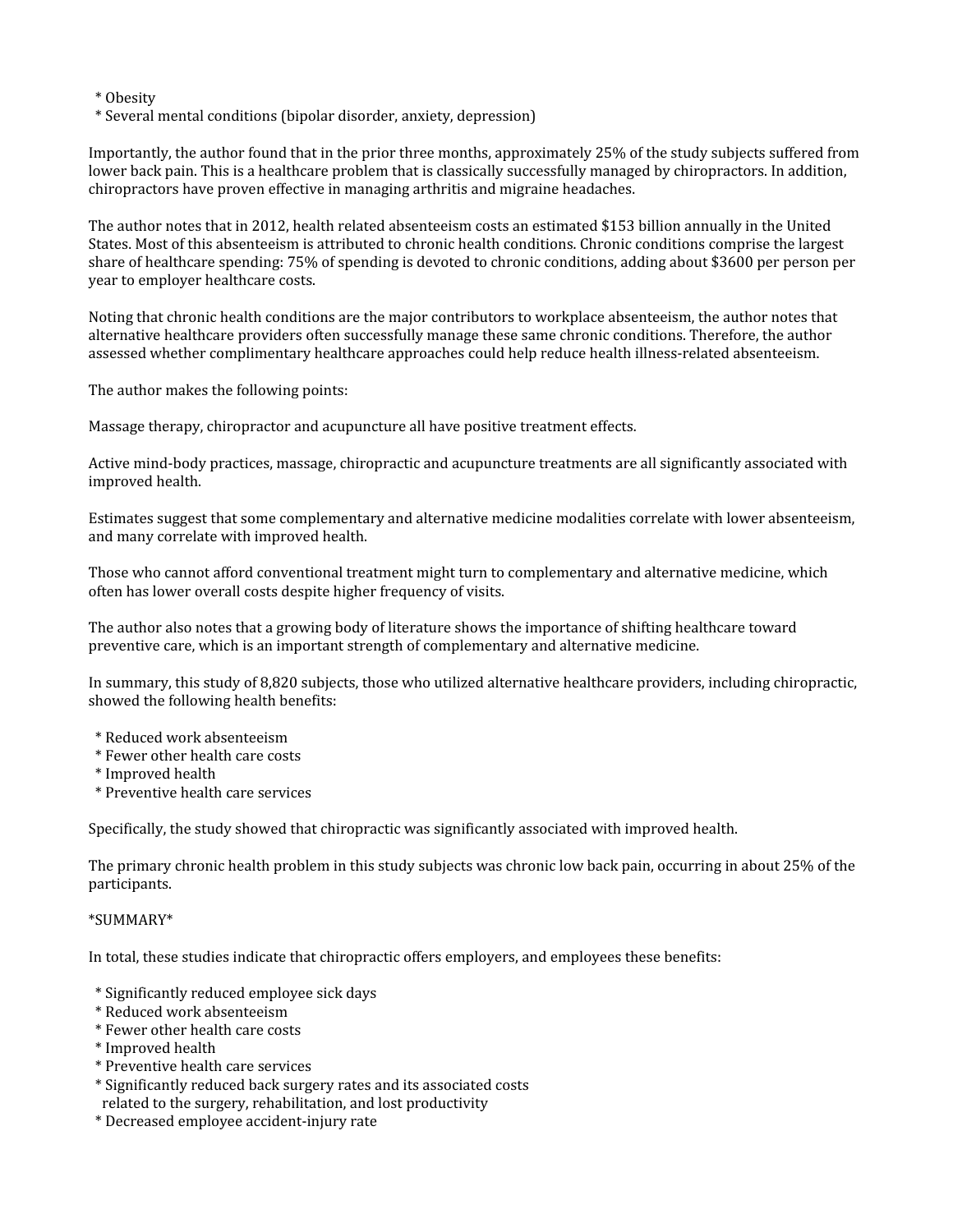* Obesity
* Several mental conditions (bipolar disorder, anxiety, depression)

Importantly, the author found that in the prior three months, approximately 25% of the study subjects suffered from lower back pain. This is a healthcare problem that is classically successfully managed by chiropractors. In addition, chiropractors have proven effective in managing arthritis and migraine headaches.

The author notes that in 2012, health related absenteeism costs an estimated $153 billion annually in the United States. Most of this absenteeism is attributed to chronic health conditions. Chronic conditions comprise the largest share of healthcare spending: 75% of spending is devoted to chronic conditions, adding about $3600 per person per year to employer healthcare costs.

Noting that chronic health conditions are the major contributors to workplace absenteeism, the author notes that alternative healthcare providers often successfully manage these same chronic conditions. Therefore, the author assessed whether complimentary healthcare approaches could help reduce health illness-related absenteeism.

The author makes the following points:

Massage therapy, chiropractor and acupuncture all have positive treatment effects.

Active mind-body practices, massage, chiropractic and acupuncture treatments are all significantly associated with improved health.

Estimates suggest that some complementary and alternative medicine modalities correlate with lower absenteeism, and many correlate with improved health.

Those who cannot afford conventional treatment might turn to complementary and alternative medicine, which often has lower overall costs despite higher frequency of visits.

The author also notes that a growing body of literature shows the importance of shifting healthcare toward preventive care, which is an important strength of complementary and alternative medicine.

In summary, this study of 8,820 subjects, those who utilized alternative healthcare providers, including chiropractic, showed the following health benefits:

* Reduced work absenteeism
* Fewer other health care costs
* Improved health
* Preventive health care services

Specifically, the study showed that chiropractic was significantly associated with improved health.

The primary chronic health problem in this study subjects was chronic low back pain, occurring in about 25% of the participants.

*SUMMARY*

In total, these studies indicate that chiropractic offers employers, and employees these benefits:

* Significantly reduced employee sick days
* Reduced work absenteeism
* Fewer other health care costs
* Improved health
* Preventive health care services
* Significantly reduced back surgery rates and its associated costs related to the surgery, rehabilitation, and lost productivity
* Decreased employee accident-injury rate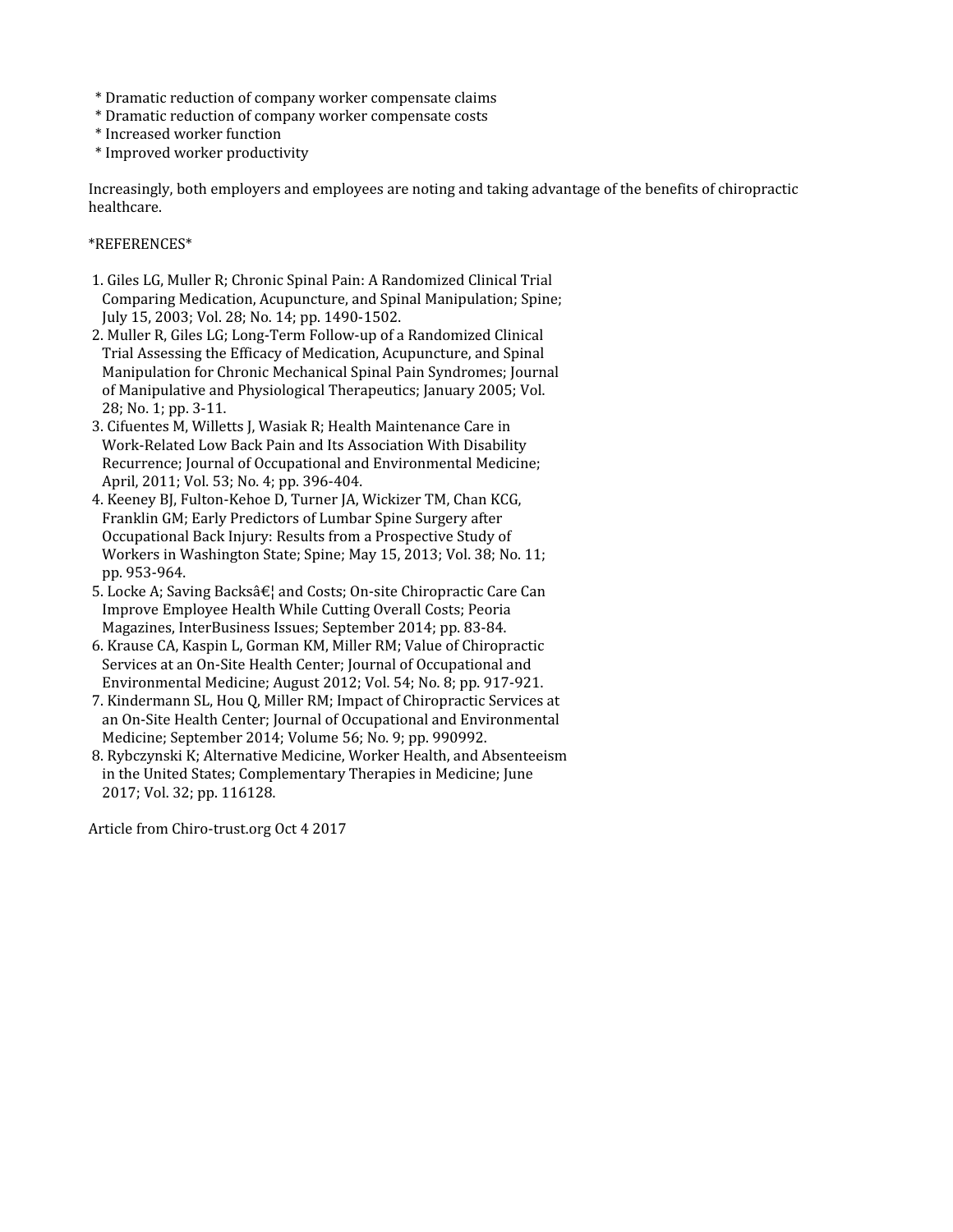* Dramatic reduction of company worker compensate claims
* Dramatic reduction of company worker compensate costs
* Increased worker function
* Improved worker productivity

Increasingly, both employers and employees are noting and taking advantage of the benefits of chiropractic healthcare.

*REFERENCES*

1. Giles LG, Muller R; Chronic Spinal Pain: A Randomized Clinical Trial Comparing Medication, Acupuncture, and Spinal Manipulation; Spine; July 15, 2003; Vol. 28; No. 14; pp. 1490-1502.
2. Muller R, Giles LG; Long-Term Follow-up of a Randomized Clinical Trial Assessing the Efficacy of Medication, Acupuncture, and Spinal Manipulation for Chronic Mechanical Spinal Pain Syndromes; Journal of Manipulative and Physiological Therapeutics; January 2005; Vol. 28; No. 1; pp. 3-11.
3. Cifuentes M, Willetts J, Wasiak R; Health Maintenance Care in Work-Related Low Back Pain and Its Association With Disability Recurrence; Journal of Occupational and Environmental Medicine; April, 2011; Vol. 53; No. 4; pp. 396-404.
4. Keeney BJ, Fulton-Kehoe D, Turner JA, Wickizer TM, Chan KCG, Franklin GM; Early Predictors of Lumbar Spine Surgery after Occupational Back Injury: Results from a Prospective Study of Workers in Washington State; Spine; May 15, 2013; Vol. 38; No. 11; pp. 953-964.
5. Locke A; Saving Backsâ€¦ and Costs; On-site Chiropractic Care Can Improve Employee Health While Cutting Overall Costs; Peoria Magazines, InterBusiness Issues; September 2014; pp. 83-84.
6. Krause CA, Kaspin L, Gorman KM, Miller RM; Value of Chiropractic Services at an On-Site Health Center; Journal of Occupational and Environmental Medicine; August 2012; Vol. 54; No. 8; pp. 917-921.
7. Kindermann SL, Hou Q, Miller RM; Impact of Chiropractic Services at an On-Site Health Center; Journal of Occupational and Environmental Medicine; September 2014; Volume 56; No. 9; pp. 990992.
8. Rybczynski K; Alternative Medicine, Worker Health, and Absenteeism in the United States; Complementary Therapies in Medicine; June 2017; Vol. 32; pp. 116128.

Article from Chiro-trust.org Oct 4 2017